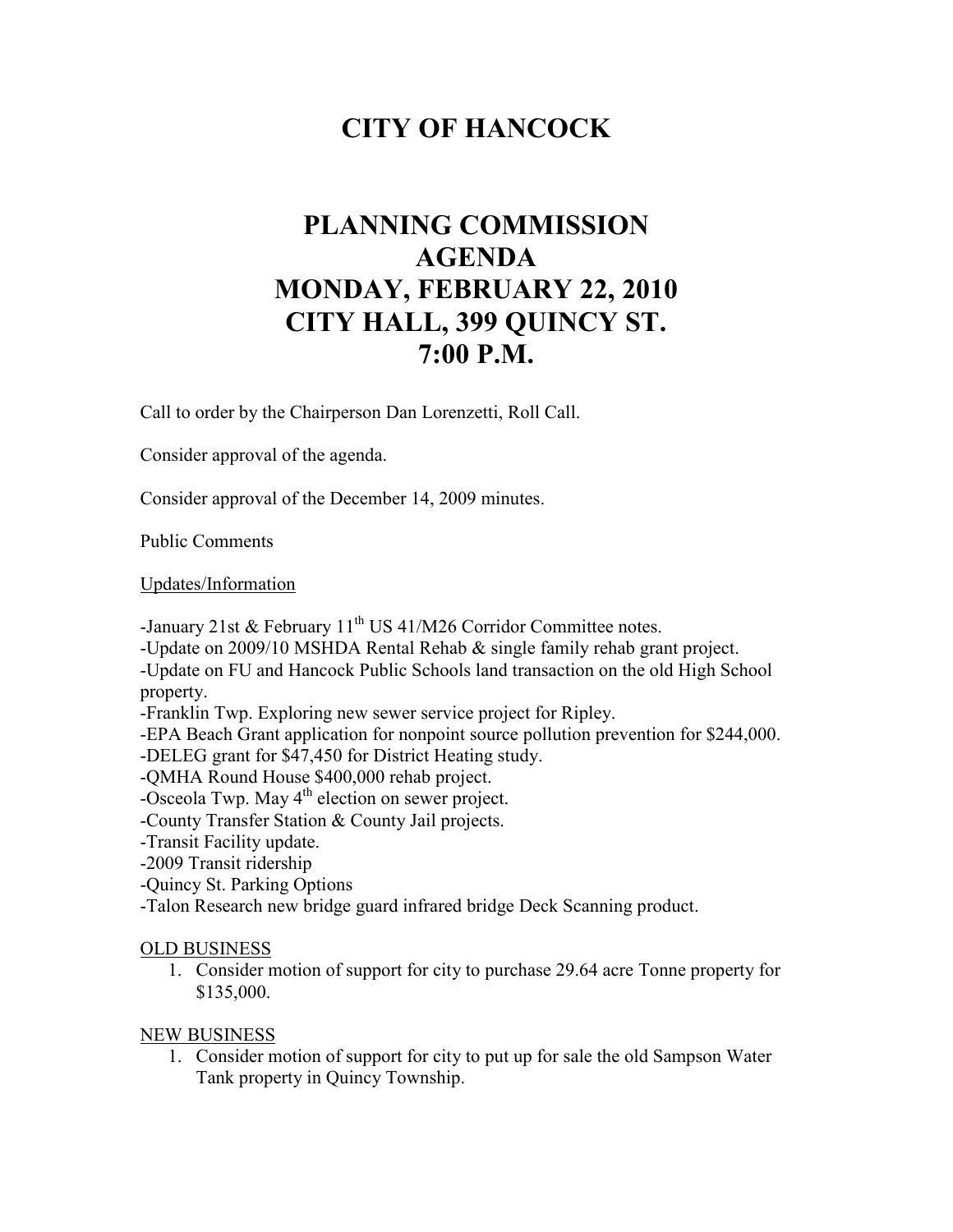# CITY OF HANCOCK

## PLANNING COMMISSION AGENDA MONDAY, FEBRUARY 22, 2010 CITY HALL, 399 QUINCY ST. 7:00 P.M.

Call to order by the Chairperson Dan Lorenzetti, Roll Call.

Consider approval of the agenda.

Consider approval of the December 14, 2009 minutes.

Public Comments

Updates/Information

-January 21st & February 11th US 41/M26 Corridor Committee notes.
-Update on 2009/10 MSHDA Rental Rehab & single family rehab grant project.
-Update on FU and Hancock Public Schools land transaction on the old High School property.
-Franklin Twp. Exploring new sewer service project for Ripley.
-EPA Beach Grant application for nonpoint source pollution prevention for $244,000.
-DELEG grant for $47,450 for District Heating study.
-QMHA Round House $400,000 rehab project.
-Osceola Twp. May 4th election on sewer project.
-County Transfer Station & County Jail projects.
-Transit Facility update.
-2009 Transit ridership
-Quincy St. Parking Options
-Talon Research new bridge guard infrared bridge Deck Scanning product.

OLD BUSINESS

1. Consider motion of support for city to purchase 29.64 acre Tonne property for $135,000.

NEW BUSINESS

1. Consider motion of support for city to put up for sale the old Sampson Water Tank property in Quincy Township.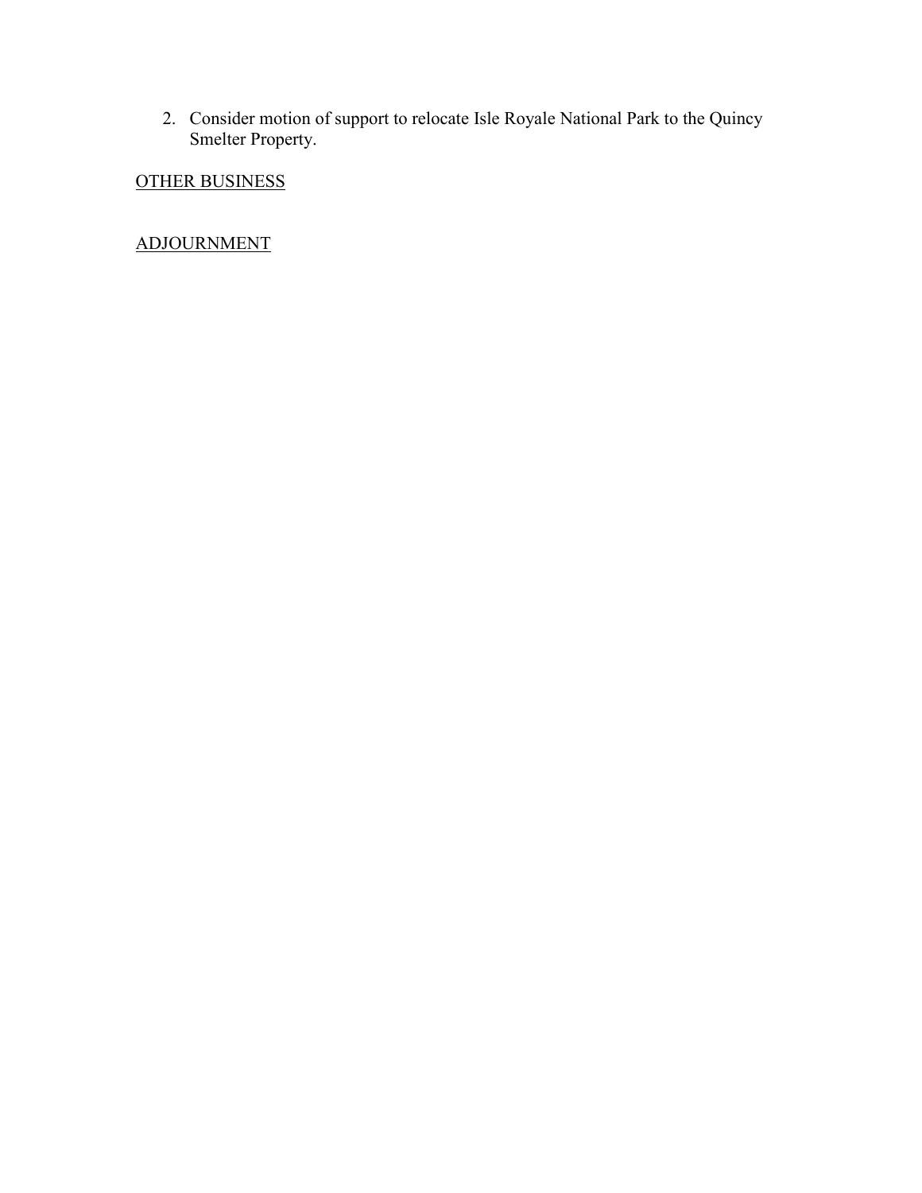2. Consider motion of support to relocate Isle Royale National Park to the Quincy Smelter Property.

<u>OTHER BUSINESS</u>

<u>ADJOURNMENT</u>